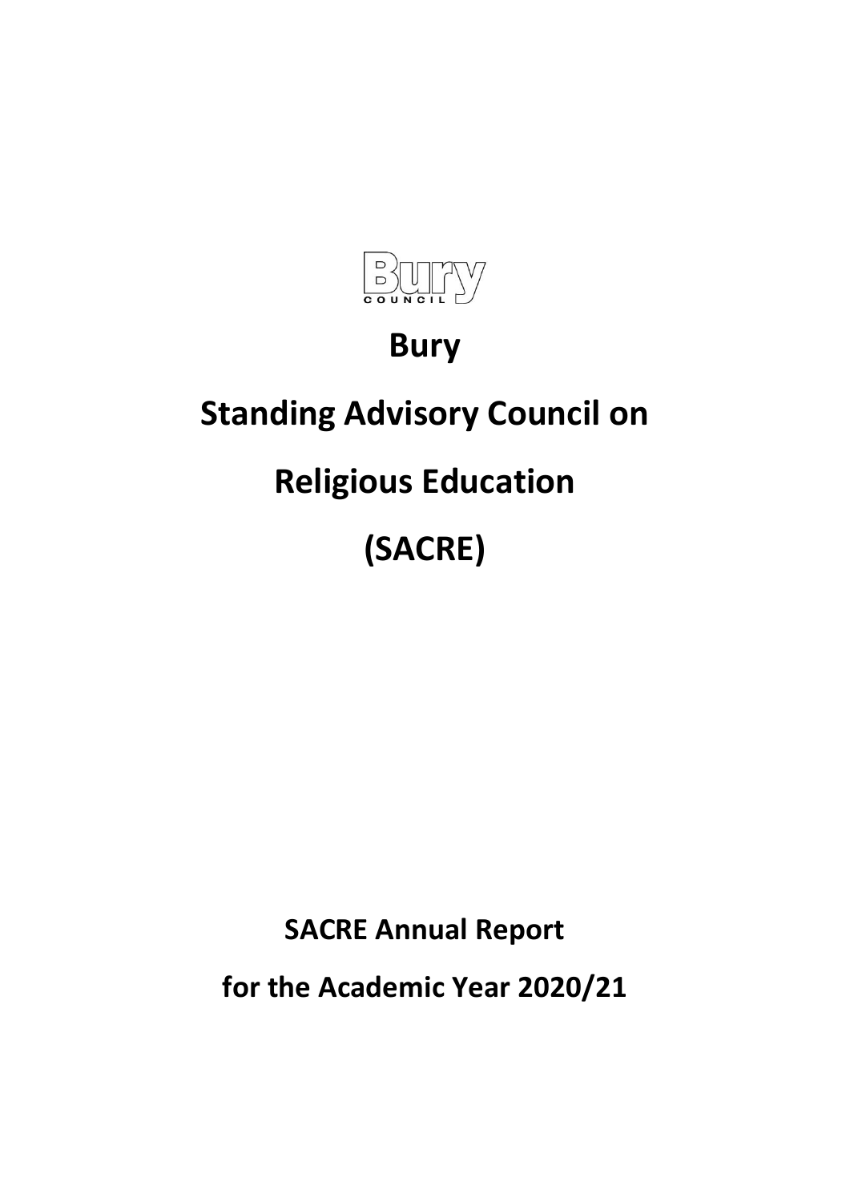Bury COUNCIL

# Bury

# Standing Advisory Council on

# Religious Education

# (SACRE)

## SACRE Annual Report

## for the Academic Year 2020/21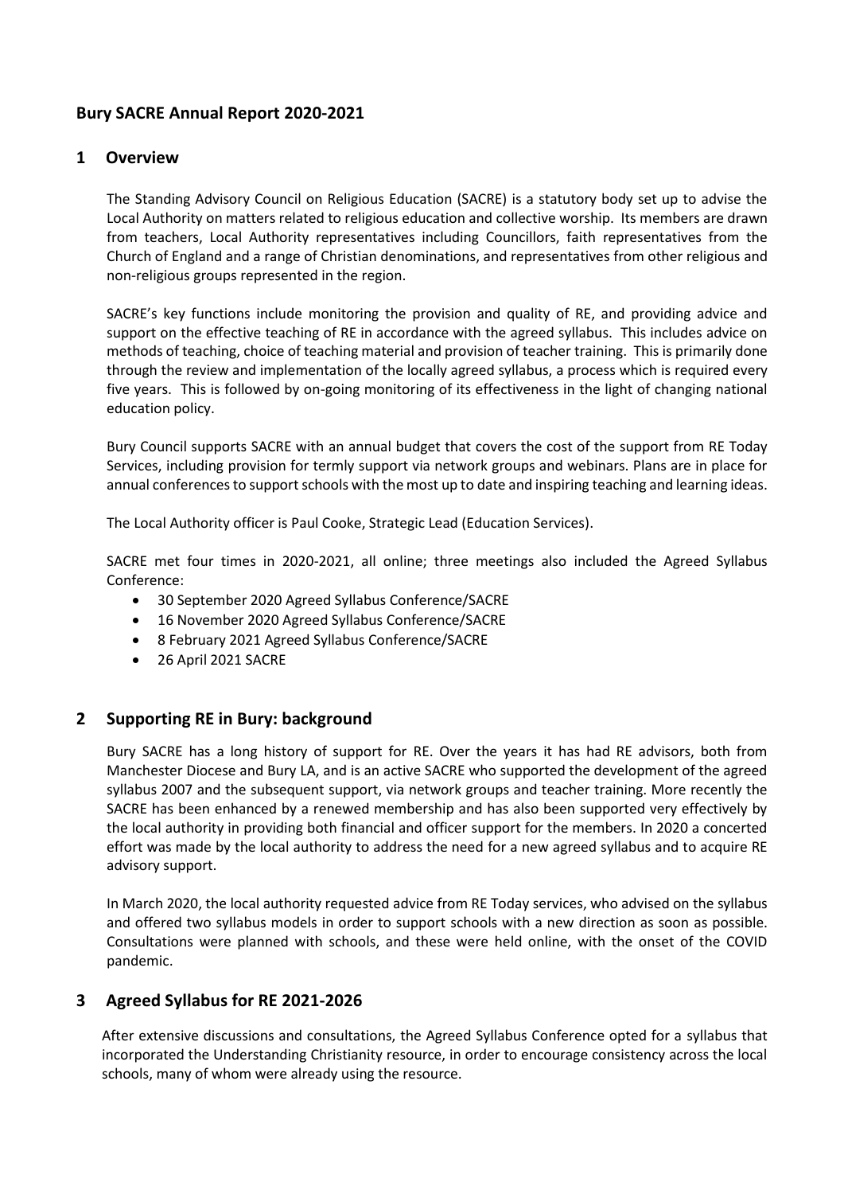# Bury SACRE Annual Report 2020-2021

## 1 Overview

The Standing Advisory Council on Religious Education (SACRE) is a statutory body set up to advise the Local Authority on matters related to religious education and collective worship. Its members are drawn from teachers, Local Authority representatives including Councillors, faith representatives from the Church of England and a range of Christian denominations, and representatives from other religious and non-religious groups represented in the region.

SACRE's key functions include monitoring the provision and quality of RE, and providing advice and support on the effective teaching of RE in accordance with the agreed syllabus. This includes advice on methods of teaching, choice of teaching material and provision of teacher training. This is primarily done through the review and implementation of the locally agreed syllabus, a process which is required every five years. This is followed by on-going monitoring of its effectiveness in the light of changing national education policy.

Bury Council supports SACRE with an annual budget that covers the cost of the support from RE Today Services, including provision for termly support via network groups and webinars. Plans are in place for annual conferences to support schools with the most up to date and inspiring teaching and learning ideas.

The Local Authority officer is Paul Cooke, Strategic Lead (Education Services).

SACRE met four times in 2020-2021, all online; three meetings also included the Agreed Syllabus Conference:

- 30 September 2020 Agreed Syllabus Conference/SACRE
- 16 November 2020 Agreed Syllabus Conference/SACRE
- 8 February 2021 Agreed Syllabus Conference/SACRE
- 26 April 2021 SACRE

## 2 Supporting RE in Bury: background

Bury SACRE has a long history of support for RE. Over the years it has had RE advisors, both from Manchester Diocese and Bury LA, and is an active SACRE who supported the development of the agreed syllabus 2007 and the subsequent support, via network groups and teacher training. More recently the SACRE has been enhanced by a renewed membership and has also been supported very effectively by the local authority in providing both financial and officer support for the members. In 2020 a concerted effort was made by the local authority to address the need for a new agreed syllabus and to acquire RE advisory support.

In March 2020, the local authority requested advice from RE Today services, who advised on the syllabus and offered two syllabus models in order to support schools with a new direction as soon as possible. Consultations were planned with schools, and these were held online, with the onset of the COVID pandemic.

## 3 Agreed Syllabus for RE 2021-2026

After extensive discussions and consultations, the Agreed Syllabus Conference opted for a syllabus that incorporated the Understanding Christianity resource, in order to encourage consistency across the local schools, many of whom were already using the resource.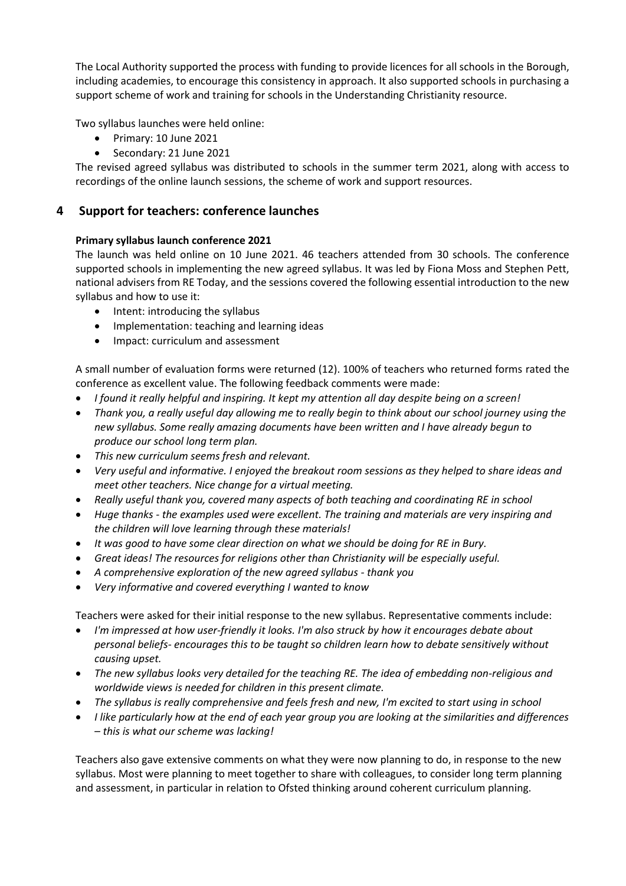The Local Authority supported the process with funding to provide licences for all schools in the Borough, including academies, to encourage this consistency in approach. It also supported schools in purchasing a support scheme of work and training for schools in the Understanding Christianity resource.

Two syllabus launches were held online:

- Primary: 10 June 2021
- Secondary: 21 June 2021

The revised agreed syllabus was distributed to schools in the summer term 2021, along with access to recordings of the online launch sessions, the scheme of work and support resources.

## 4 Support for teachers: conference launches

**Primary syllabus launch conference 2021**

The launch was held online on 10 June 2021. 46 teachers attended from 30 schools. The conference supported schools in implementing the new agreed syllabus. It was led by Fiona Moss and Stephen Pett, national advisers from RE Today, and the sessions covered the following essential introduction to the new syllabus and how to use it:

- Intent: introducing the syllabus
- Implementation: teaching and learning ideas
- Impact: curriculum and assessment

A small number of evaluation forms were returned (12). 100% of teachers who returned forms rated the conference as excellent value. The following feedback comments were made:

- *I found it really helpful and inspiring. It kept my attention all day despite being on a screen!*
- *Thank you, a really useful day allowing me to really begin to think about our school journey using the new syllabus. Some really amazing documents have been written and I have already begun to produce our school long term plan.*
- *This new curriculum seems fresh and relevant.*
- *Very useful and informative. I enjoyed the breakout room sessions as they helped to share ideas and meet other teachers. Nice change for a virtual meeting.*
- *Really useful thank you, covered many aspects of both teaching and coordinating RE in school*
- *Huge thanks - the examples used were excellent. The training and materials are very inspiring and the children will love learning through these materials!*
- *It was good to have some clear direction on what we should be doing for RE in Bury.*
- *Great ideas! The resources for religions other than Christianity will be especially useful.*
- *A comprehensive exploration of the new agreed syllabus - thank you*
- *Very informative and covered everything I wanted to know*

Teachers were asked for their initial response to the new syllabus. Representative comments include:

- *I'm impressed at how user-friendly it looks. I'm also struck by how it encourages debate about personal beliefs- encourages this to be taught so children learn how to debate sensitively without causing upset.*
- *The new syllabus looks very detailed for the teaching RE. The idea of embedding non-religious and worldwide views is needed for children in this present climate.*
- *The syllabus is really comprehensive and feels fresh and new, I'm excited to start using in school*
- *I like particularly how at the end of each year group you are looking at the similarities and differences – this is what our scheme was lacking!*

Teachers also gave extensive comments on what they were now planning to do, in response to the new syllabus. Most were planning to meet together to share with colleagues, to consider long term planning and assessment, in particular in relation to Ofsted thinking around coherent curriculum planning.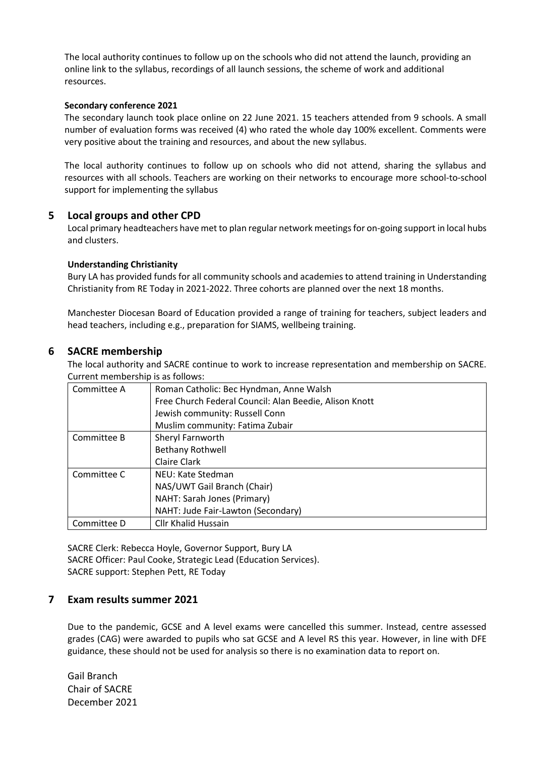The local authority continues to follow up on the schools who did not attend the launch, providing an online link to the syllabus, recordings of all launch sessions, the scheme of work and additional resources.

**Secondary conference 2021**

The secondary launch took place online on 22 June 2021. 15 teachers attended from 9 schools. A small number of evaluation forms was received (4) who rated the whole day 100% excellent. Comments were very positive about the training and resources, and about the new syllabus.

The local authority continues to follow up on schools who did not attend, sharing the syllabus and resources with all schools. Teachers are working on their networks to encourage more school-to-school support for implementing the syllabus

## 5 Local groups and other CPD

Local primary headteachers have met to plan regular network meetings for on-going support in local hubs and clusters.

**Understanding Christianity**

Bury LA has provided funds for all community schools and academies to attend training in Understanding Christianity from RE Today in 2021-2022. Three cohorts are planned over the next 18 months.

Manchester Diocesan Board of Education provided a range of training for teachers, subject leaders and head teachers, including e.g., preparation for SIAMS, wellbeing training.

## 6 SACRE membership

The local authority and SACRE continue to work to increase representation and membership on SACRE. Current membership is as follows:

| | |
|---|---|
| Committee A | Roman Catholic: Bec Hyndman, Anne Walsh<br>Free Church Federal Council: Alan Beedie, Alison Knott<br>Jewish community: Russell Conn<br>Muslim community: Fatima Zubair |
| Committee B | Sheryl Farnworth<br>Bethany Rothwell<br>Claire Clark |
| Committee C | NEU: Kate Stedman<br>NAS/UWT Gail Branch (Chair)<br>NAHT: Sarah Jones (Primary)<br>NAHT: Jude Fair-Lawton (Secondary) |
| Committee D | Cllr Khalid Hussain |

SACRE Clerk: Rebecca Hoyle, Governor Support, Bury LA
SACRE Officer: Paul Cooke, Strategic Lead (Education Services).
SACRE support: Stephen Pett, RE Today

## 7 Exam results summer 2021

Due to the pandemic, GCSE and A level exams were cancelled this summer. Instead, centre assessed grades (CAG) were awarded to pupils who sat GCSE and A level RS this year. However, in line with DFE guidance, these should not be used for analysis so there is no examination data to report on.

Gail Branch
Chair of SACRE
December 2021